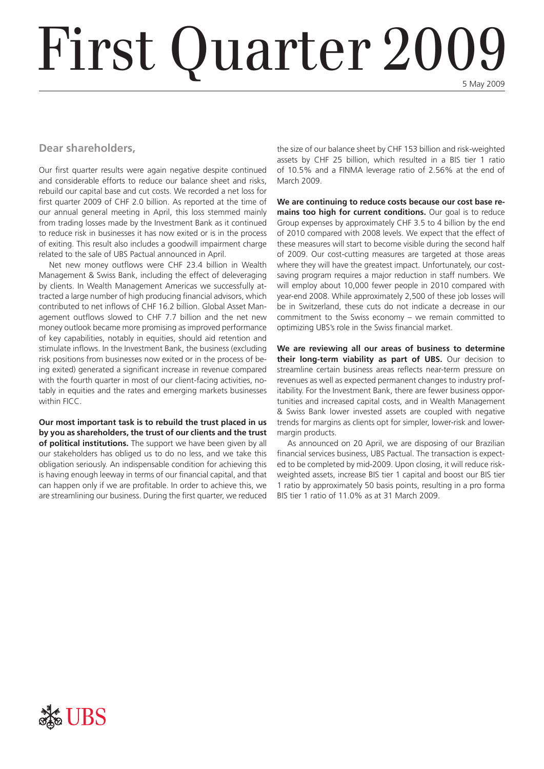# First Quarter 2009

5 May 2009

## Dear shareholders,

Our first quarter results were again negative despite continued and considerable efforts to reduce our balance sheet and risks, rebuild our capital base and cut costs. We recorded a net loss for first quarter 2009 of CHF 2.0 billion. As reported at the time of our annual general meeting in April, this loss stemmed mainly from trading losses made by the Investment Bank as it continued to reduce risk in businesses it has now exited or is in the process of exiting. This result also includes a goodwill impairment charge related to the sale of UBS Pactual announced in April.

Net new money outflows were CHF 23.4 billion in Wealth Management & Swiss Bank, including the effect of deleveraging by clients. In Wealth Management Americas we successfully attracted a large number of high producing financial advisors, which contributed to net inflows of CHF 16.2 billion. Global Asset Management outflows slowed to CHF 7.7 billion and the net new money outlook became more promising as improved performance of key capabilities, notably in equities, should aid retention and stimulate inflows. In the Investment Bank, the business (excluding risk positions from businesses now exited or in the process of being exited) generated a significant increase in revenue compared with the fourth quarter in most of our client-facing activities, notably in equities and the rates and emerging markets businesses within FICC.

**Our most important task is to rebuild the trust placed in us by you as shareholders, the trust of our clients and the trust of political institutions.** The support we have been given by all our stakeholders has obliged us to do no less, and we take this obligation seriously. An indispensable condition for achieving this is having enough leeway in terms of our financial capital, and that can happen only if we are profitable. In order to achieve this, we are streamlining our business. During the first quarter, we reduced the size of our balance sheet by CHF 153 billion and risk-weighted assets by CHF 25 billion, which resulted in a BIS tier 1 ratio of 10.5% and a FINMA leverage ratio of 2.56% at the end of March 2009.

**We are continuing to reduce costs because our cost base remains too high for current conditions.** Our goal is to reduce Group expenses by approximately CHF 3.5 to 4 billion by the end of 2010 compared with 2008 levels. We expect that the effect of these measures will start to become visible during the second half of 2009. Our cost-cutting measures are targeted at those areas where they will have the greatest impact. Unfortunately, our cost-saving program requires a major reduction in staff numbers. We will employ about 10,000 fewer people in 2010 compared with year-end 2008. While approximately 2,500 of these job losses will be in Switzerland, these cuts do not indicate a decrease in our commitment to the Swiss economy – we remain committed to optimizing UBS's role in the Swiss financial market.

**We are reviewing all our areas of business to determine their long-term viability as part of UBS.** Our decision to streamline certain business areas reflects near-term pressure on revenues as well as expected permanent changes to industry profitability. For the Investment Bank, there are fewer business opportunities and increased capital costs, and in Wealth Management & Swiss Bank lower invested assets are coupled with negative trends for margins as clients opt for simpler, lower-risk and lower-margin products.

As announced on 20 April, we are disposing of our Brazilian financial services business, UBS Pactual. The transaction is expected to be completed by mid-2009. Upon closing, it will reduce risk-weighted assets, increase BIS tier 1 capital and boost our BIS tier 1 ratio by approximately 50 basis points, resulting in a pro forma BIS tier 1 ratio of 11.0% as at 31 March 2009.

UBS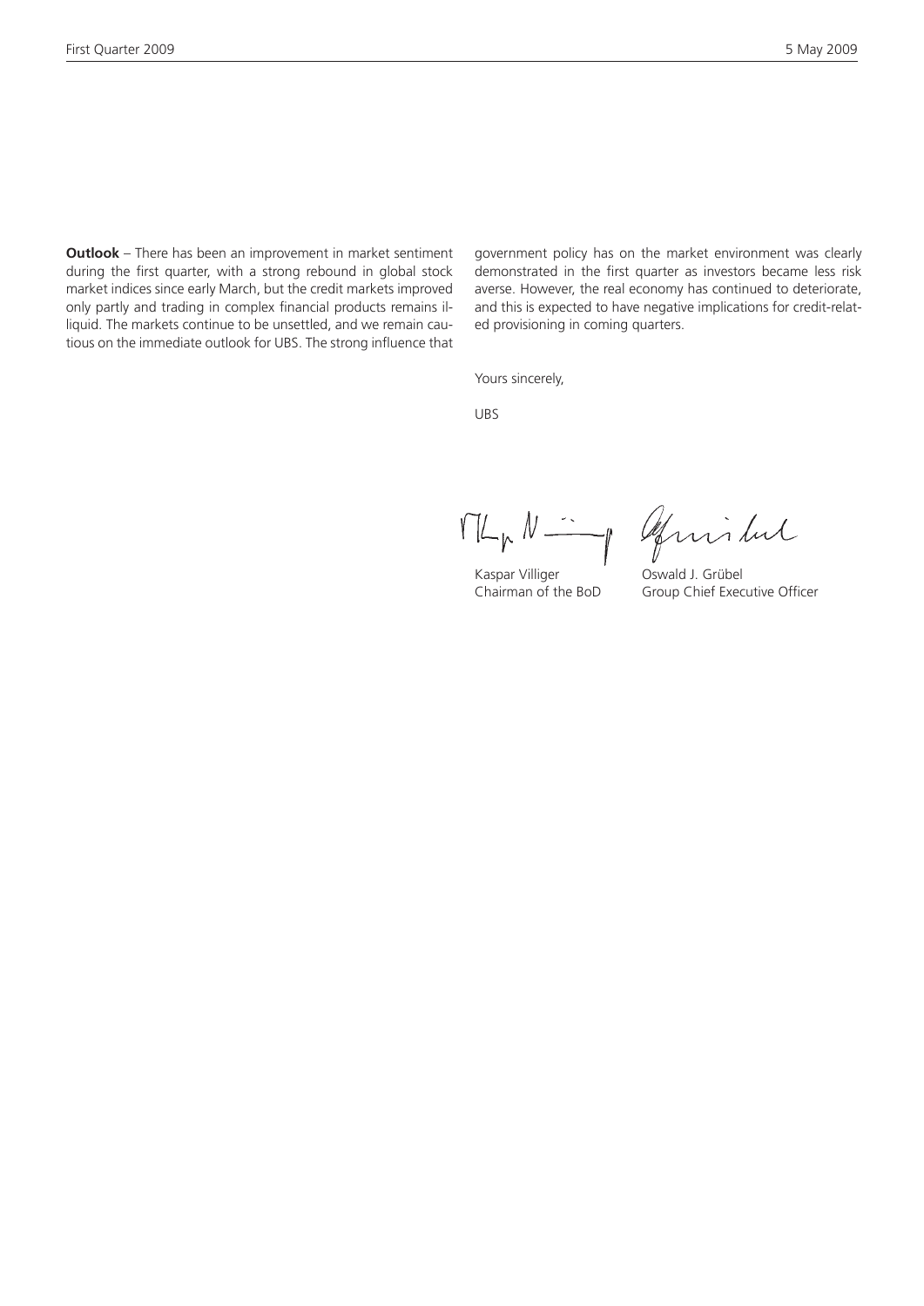**Outlook** – There has been an improvement in market sentiment during the first quarter, with a strong rebound in global stock market indices since early March, but the credit markets improved only partly and trading in complex financial products remains illiquid. The markets continue to be unsettled, and we remain cautious on the immediate outlook for UBS. The strong influence that government policy has on the market environment was clearly demonstrated in the first quarter as investors became less risk averse. However, the real economy has continued to deteriorate, and this is expected to have negative implications for credit-related provisioning in coming quarters.

Yours sincerely,

UBS

| Kaspar Villiger | Oswald J. Grübel |
|---|---|
| Chairman of the BoD | Group Chief Executive Officer |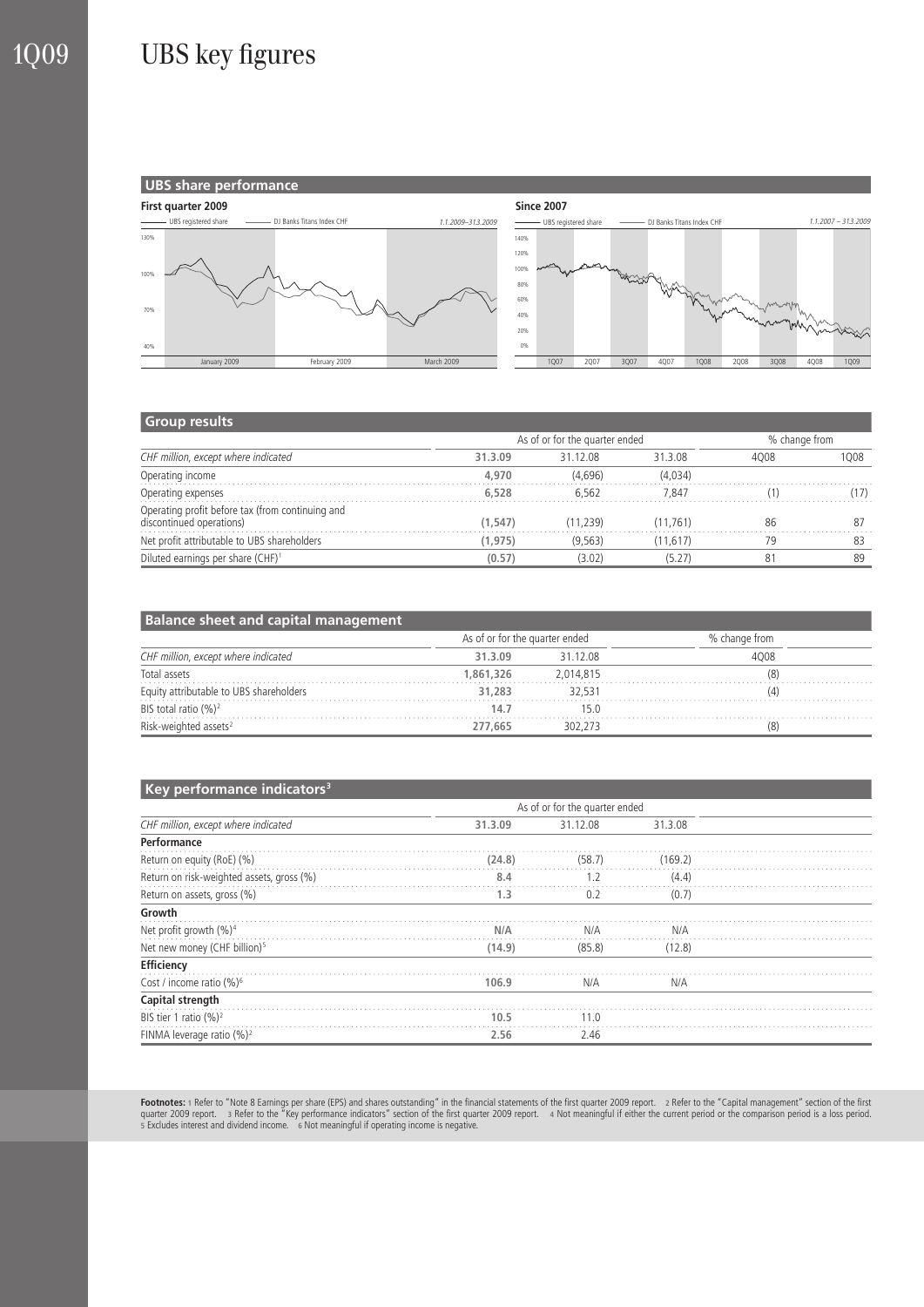# UBS key figures

## UBS share performance

**First quarter 2009**

UBS registered share — DJ Banks Titans Index CHF — 1.1.2009–31.3.2009

**Since 2007**

UBS registered share — DJ Banks Titans Index CHF — 1.1.2007 – 31.3.2009

## Group results

| | As of or for the quarter ended | | | % change from | |
|---|---|---|---|---|---|
| *CHF million, except where indicated* | **31.3.09** | 31.12.08 | 31.3.08 | 4Q08 | 1Q08 |
| Operating income | **4,970** | (4,696) | (4,034) | | |
| Operating expenses | **6,528** | 6,562 | 7,847 | (1) | (17) |
| Operating profit before tax (from continuing and discontinued operations) | **(1,547)** | (11,239) | (11,761) | 86 | 87 |
| Net profit attributable to UBS shareholders | **(1,975)** | (9,563) | (11,617) | 79 | 83 |
| Diluted earnings per share (CHF)[1] | **(0.57)** | (3.02) | (5.27) | 81 | 89 |

## Balance sheet and capital management

| | As of or for the quarter ended | | % change from |
|---|---|---|---|
| *CHF million, except where indicated* | **31.3.09** | 31.12.08 | 4Q08 |
| Total assets | **1,861,326** | 2,014,815 | (8) |
| Equity attributable to UBS shareholders | **31,283** | 32,531 | (4) |
| BIS total ratio (%)[2] | **14.7** | 15.0 | |
| Risk-weighted assets[2] | **277,665** | 302,273 | (8) |

## Key performance indicators[3]

| | As of or for the quarter ended | | |
|---|---|---|---|
| *CHF million, except where indicated* | **31.3.09** | 31.12.08 | 31.3.08 |
| **Performance** | | | |
| Return on equity (RoE) (%) | **(24.8)** | (58.7) | (169.2) |
| Return on risk-weighted assets, gross (%) | **8.4** | 1.2 | (4.4) |
| Return on assets, gross (%) | **1.3** | 0.2 | (0.7) |
| **Growth** | | | |
| Net profit growth (%)[4] | **N/A** | N/A | N/A |
| Net new money (CHF billion)[5] | **(14.9)** | (85.8) | (12.8) |
| **Efficiency** | | | |
| Cost / income ratio (%)[6] | **106.9** | N/A | N/A |
| **Capital strength** | | | |
| BIS tier 1 ratio (%)[2] | **10.5** | 11.0 | |
| FINMA leverage ratio (%)[2] | **2.56** | 2.46 | |

**Footnotes:** 1 Refer to "Note 8 Earnings per share (EPS) and shares outstanding" in the financial statements of the first quarter 2009 report. 2 Refer to the "Capital management" section of the first quarter 2009 report. 3 Refer to the "Key performance indicators" section of the first quarter 2009 report. 4 Not meaningful if either the current period or the comparison period is a loss period. 5 Excludes interest and dividend income. 6 Not meaningful if operating income is negative.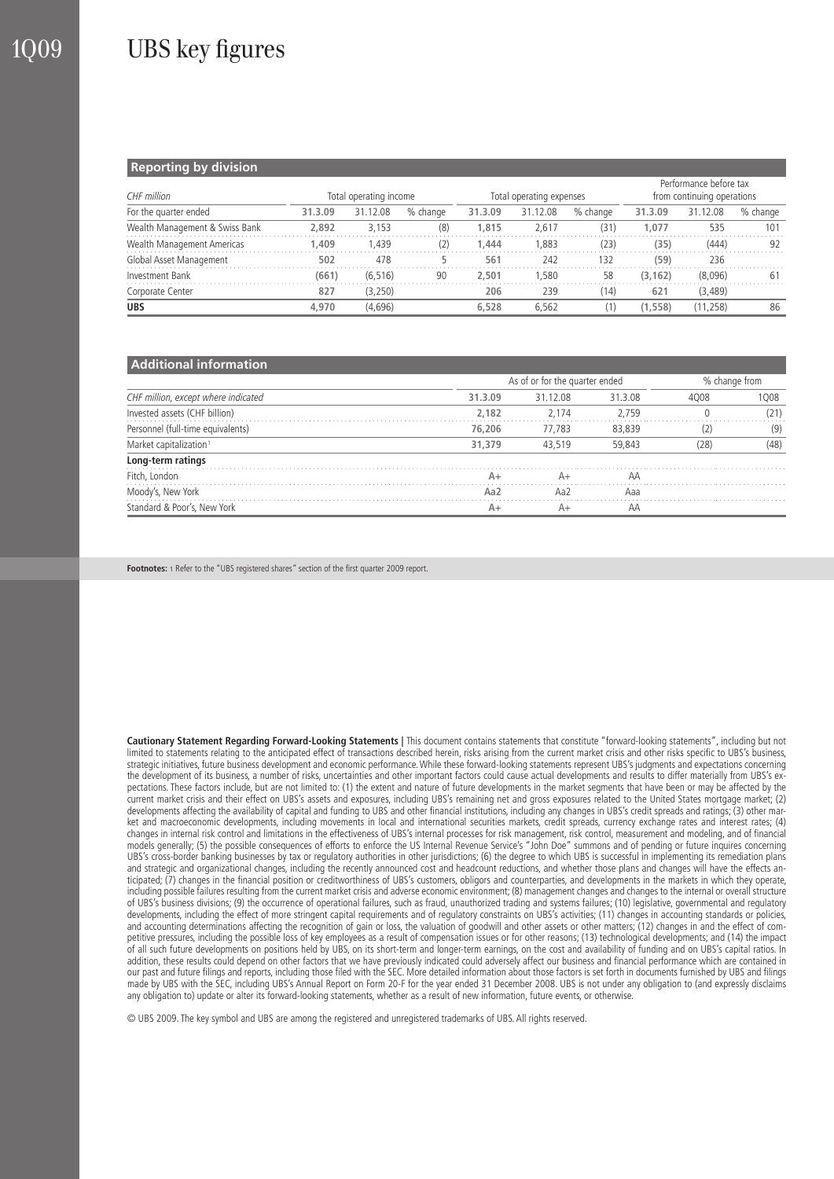# UBS key figures

1Q09

## Reporting by division

| CHF million | Total operating income | | | Total operating expenses | | | Performance before tax from continuing operations | | |
|---|---|---|---|---|---|---|---|---|---|
| For the quarter ended | **31.3.09** | 31.12.08 | % change | **31.3.09** | 31.12.08 | % change | **31.3.09** | 31.12.08 | % change |
| Wealth Management & Swiss Bank | **2,892** | 3,153 | (8) | **1,815** | 2,617 | (31) | **1,077** | 535 | 101 |
| Wealth Management Americas | **1,409** | 1,439 | (2) | **1,444** | 1,883 | (23) | **(35)** | (444) | 92 |
| Global Asset Management | **502** | 478 | 5 | **561** | 242 | 132 | **(59)** | 236 | |
| Investment Bank | **(661)** | (6,516) | 90 | **2,501** | 1,580 | 58 | **(3,162)** | (8,096) | 61 |
| Corporate Center | **827** | (3,250) | | **206** | 239 | (14) | **621** | (3,489) | |
| **UBS** | **4,970** | (4,696) | | **6,528** | 6,562 | (1) | **(1,558)** | (11,258) | 86 |

## Additional information

| CHF million, except where indicated | As of or for the quarter ended | | | % change from | |
|---|---|---|---|---|---|
| | **31.3.09** | 31.12.08 | 31.3.08 | 4Q08 | 1Q08 |
| Invested assets (CHF billion) | **2,182** | 2,174 | 2,759 | 0 | (21) |
| Personnel (full-time equivalents) | **76,206** | 77,783 | 83,839 | (2) | (9) |
| Market capitalization[1] | **31,379** | 43,519 | 59,843 | (28) | (48) |
| **Long-term ratings** | | | | | |
| Fitch, London | **A+** | A+ | AA | | |
| Moody's, New York | **Aa2** | Aa2 | Aaa | | |
| Standard & Poor's, New York | **A+** | A+ | AA | | |

**Footnotes:** 1 Refer to the "UBS registered shares" section of the first quarter 2009 report.

**Cautionary Statement Regarding Forward-Looking Statements |** This document contains statements that constitute "forward-looking statements", including but not limited to statements relating to the anticipated effect of transactions described herein, risks arising from the current market crisis and other risks specific to UBS's business, strategic initiatives, future business development and economic performance. While these forward-looking statements represent UBS's judgments and expectations concerning the development of its business, a number of risks, uncertainties and other important factors could cause actual developments and results to differ materially from UBS's expectations. These factors include, but are not limited to: (1) the extent and nature of future developments in the market segments that have been or may be affected by the current market crisis and their effect on UBS's assets and exposures, including UBS's remaining net and gross exposures related to the United States mortgage market; (2) developments affecting the availability of capital and funding to UBS and other financial institutions, including any changes in UBS's credit spreads and ratings; (3) other market and macroeconomic developments, including movements in local and international securities markets, credit spreads, currency exchange rates and interest rates; (4) changes in internal risk control and limitations in the effectiveness of UBS's internal processes for risk management, risk control, measurement and modeling, and of financial models generally; (5) the possible consequences of efforts to enforce the US Internal Revenue Service's "John Doe" summons and of pending or future inquires concerning UBS's cross-border banking businesses by tax or regulatory authorities in other jurisdictions; (6) the degree to which UBS is successful in implementing its remediation plans and strategic and organizational changes, including the recently announced cost and headcount reductions, and whether those plans and changes will have the effects anticipated; (7) changes in the financial position or creditworthiness of UBS's customers, obligors and counterparties, and developments in the markets in which they operate, including possible failures resulting from the current market crisis and adverse economic environment; (8) management changes and changes to the internal or overall structure of UBS's business divisions; (9) the occurrence of operational failures, such as fraud, unauthorized trading and systems failures; (10) legislative, governmental and regulatory developments, including the effect of more stringent capital requirements and of regulatory constraints on UBS's activities; (11) changes in accounting standards or policies, and accounting determinations affecting the recognition of gain or loss, the valuation of goodwill and other assets or other matters; (12) changes in and the effect of competitive pressures, including the possible loss of key employees as a result of compensation issues or for other reasons; (13) technological developments; and (14) the impact of all such future developments on positions held by UBS, on its short-term and longer-term earnings, on the cost and availability of funding and on UBS's capital ratios. In addition, these results could depend on other factors that we have previously indicated could adversely affect our business and financial performance which are contained in our past and future filings and reports, including those filed with the SEC. More detailed information about those factors is set forth in documents furnished by UBS and filings made by UBS with the SEC, including UBS's Annual Report on Form 20-F for the year ended 31 December 2008. UBS is not under any obligation to (and expressly disclaims any obligation to) update or alter its forward-looking statements, whether as a result of new information, future events, or otherwise.

© UBS 2009. The key symbol and UBS are among the registered and unregistered trademarks of UBS. All rights reserved.